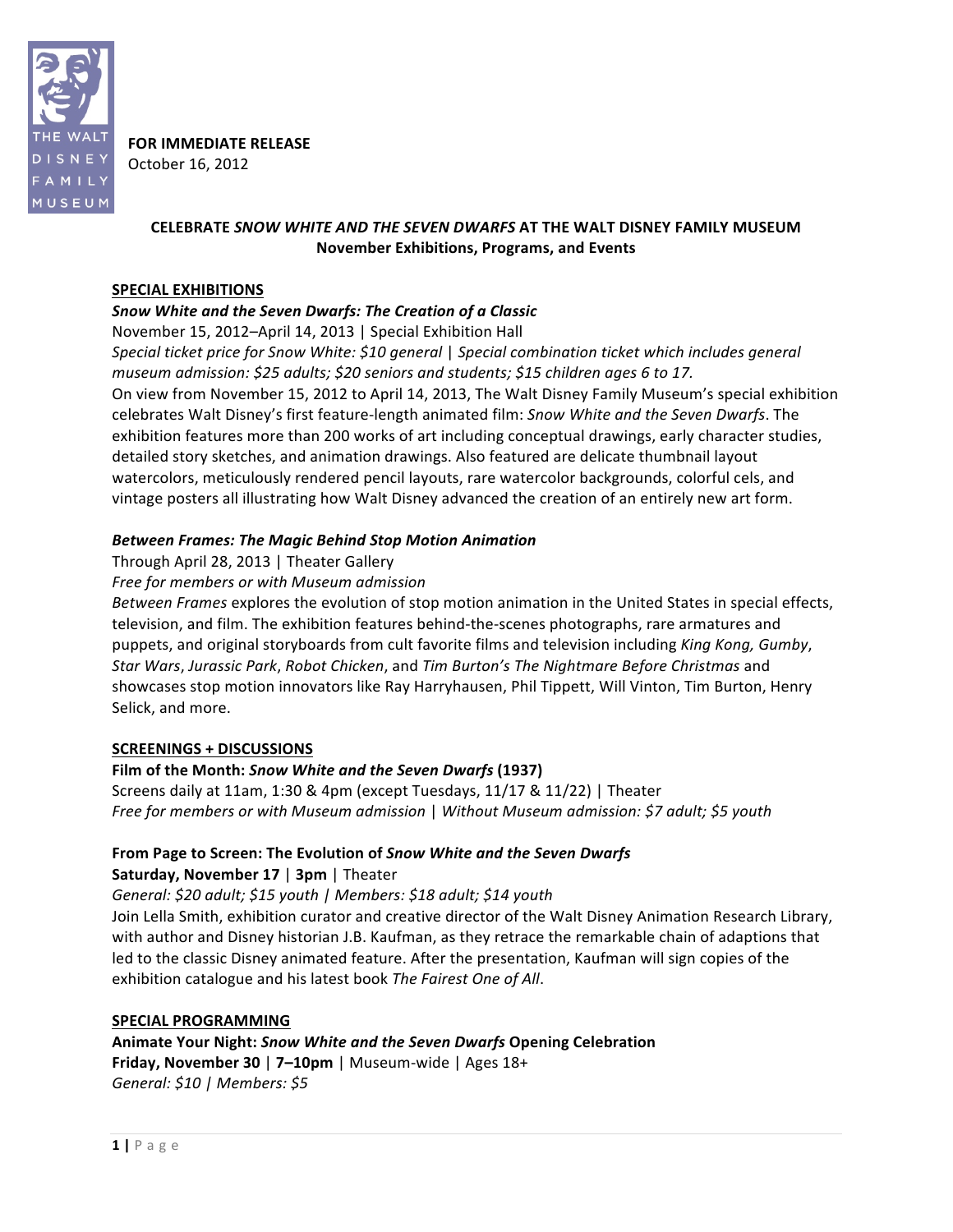**FOR IMMEDIATE RELEASE**
October 16, 2012

## CELEBRATE *SNOW WHITE AND THE SEVEN DWARFS* AT THE WALT DISNEY FAMILY MUSEUM
### November Exhibitions, Programs, and Events

**SPECIAL EXHIBITIONS**

***Snow White and the Seven Dwarfs: The Creation of a Classic***
November 15, 2012–April 14, 2013 | Special Exhibition Hall
*Special ticket price for Snow White: $10 general | Special combination ticket which includes general museum admission: $25 adults; $20 seniors and students; $15 children ages 6 to 17.*
On view from November 15, 2012 to April 14, 2013, The Walt Disney Family Museum's special exhibition celebrates Walt Disney's first feature-length animated film: *Snow White and the Seven Dwarfs*. The exhibition features more than 200 works of art including conceptual drawings, early character studies, detailed story sketches, and animation drawings. Also featured are delicate thumbnail layout watercolors, meticulously rendered pencil layouts, rare watercolor backgrounds, colorful cels, and vintage posters all illustrating how Walt Disney advanced the creation of an entirely new art form.

***Between Frames: The Magic Behind Stop Motion Animation***
Through April 28, 2013 | Theater Gallery
*Free for members or with Museum admission*
*Between Frames* explores the evolution of stop motion animation in the United States in special effects, television, and film. The exhibition features behind-the-scenes photographs, rare armatures and puppets, and original storyboards from cult favorite films and television including *King Kong, Gumby*, *Star Wars*, *Jurassic Park*, *Robot Chicken*, and *Tim Burton's The Nightmare Before Christmas* and showcases stop motion innovators like Ray Harryhausen, Phil Tippett, Will Vinton, Tim Burton, Henry Selick, and more.

**SCREENINGS + DISCUSSIONS**

**Film of the Month: *Snow White and the Seven Dwarfs* (1937)**
Screens daily at 11am, 1:30 & 4pm (except Tuesdays, 11/17 & 11/22) | Theater
*Free for members or with Museum admission | Without Museum admission: $7 adult; $5 youth*

**From Page to Screen: The Evolution of *Snow White and the Seven Dwarfs***
**Saturday, November 17** | **3pm** | Theater
*General: $20 adult; $15 youth | Members: $18 adult; $14 youth*
Join Lella Smith, exhibition curator and creative director of the Walt Disney Animation Research Library, with author and Disney historian J.B. Kaufman, as they retrace the remarkable chain of adaptions that led to the classic Disney animated feature. After the presentation, Kaufman will sign copies of the exhibition catalogue and his latest book *The Fairest One of All*.

**SPECIAL PROGRAMMING**

**Animate Your Night: *Snow White and the Seven Dwarfs* Opening Celebration**
**Friday, November 30** | **7–10pm** | Museum-wide | Ages 18+
*General: $10 | Members: $5*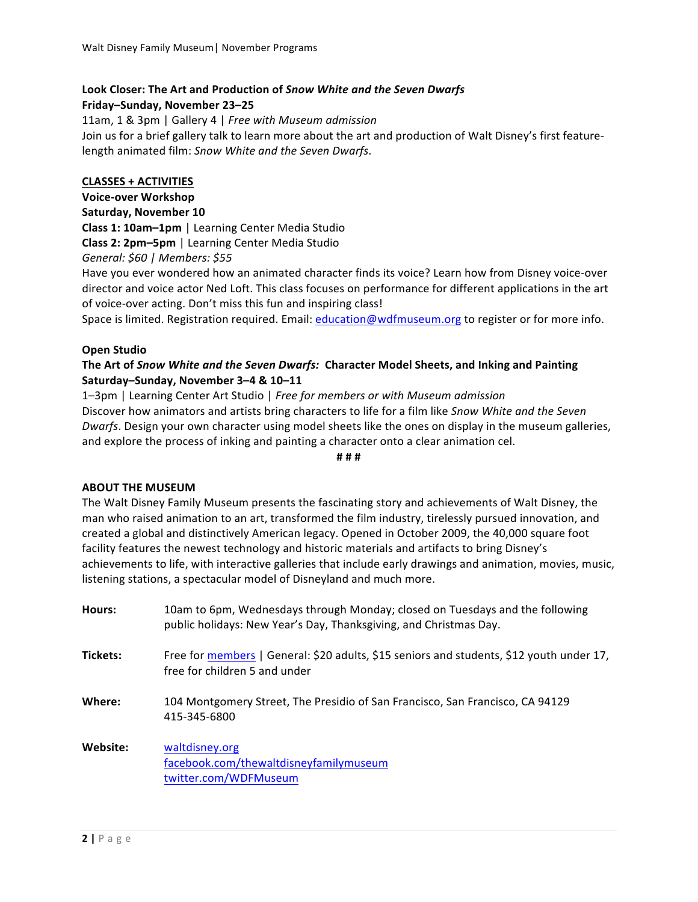**Look Closer: The Art and Production of *Snow White and the Seven Dwarfs***
**Friday–Sunday, November 23–25**
11am, 1 & 3pm | Gallery 4 | *Free with Museum admission*
Join us for a brief gallery talk to learn more about the art and production of Walt Disney's first feature-length animated film: *Snow White and the Seven Dwarfs*.

## CLASSES + ACTIVITIES

**Voice-over Workshop**
**Saturday, November 10**
**Class 1: 10am–1pm** | Learning Center Media Studio
**Class 2: 2pm–5pm** | Learning Center Media Studio
*General: $60 | Members: $55*
Have you ever wondered how an animated character finds its voice? Learn how from Disney voice-over director and voice actor Ned Loft. This class focuses on performance for different applications in the art of voice-over acting. Don't miss this fun and inspiring class!
Space is limited. Registration required. Email: education@wdfmuseum.org to register or for more info.

**Open Studio**
**The Art of *Snow White and the Seven Dwarfs:* Character Model Sheets, and Inking and Painting**
**Saturday–Sunday, November 3–4 & 10–11**
1–3pm | Learning Center Art Studio | *Free for members or with Museum admission*
Discover how animators and artists bring characters to life for a film like *Snow White and the Seven Dwarfs*. Design your own character using model sheets like the ones on display in the museum galleries, and explore the process of inking and painting a character onto a clear animation cel.

# # #

**ABOUT THE MUSEUM**
The Walt Disney Family Museum presents the fascinating story and achievements of Walt Disney, the man who raised animation to an art, transformed the film industry, tirelessly pursued innovation, and created a global and distinctively American legacy. Opened in October 2009, the 40,000 square foot facility features the newest technology and historic materials and artifacts to bring Disney's achievements to life, with interactive galleries that include early drawings and animation, movies, music, listening stations, a spectacular model of Disneyland and much more.

**Hours:** 10am to 6pm, Wednesdays through Monday; closed on Tuesdays and the following public holidays: New Year's Day, Thanksgiving, and Christmas Day.

**Tickets:** Free for members | General: $20 adults, $15 seniors and students, $12 youth under 17, free for children 5 and under

**Where:** 104 Montgomery Street, The Presidio of San Francisco, San Francisco, CA 94129
415-345-6800

**Website:** waltdisney.org
facebook.com/thewaltdisneyfamilymuseum
twitter.com/WDFMuseum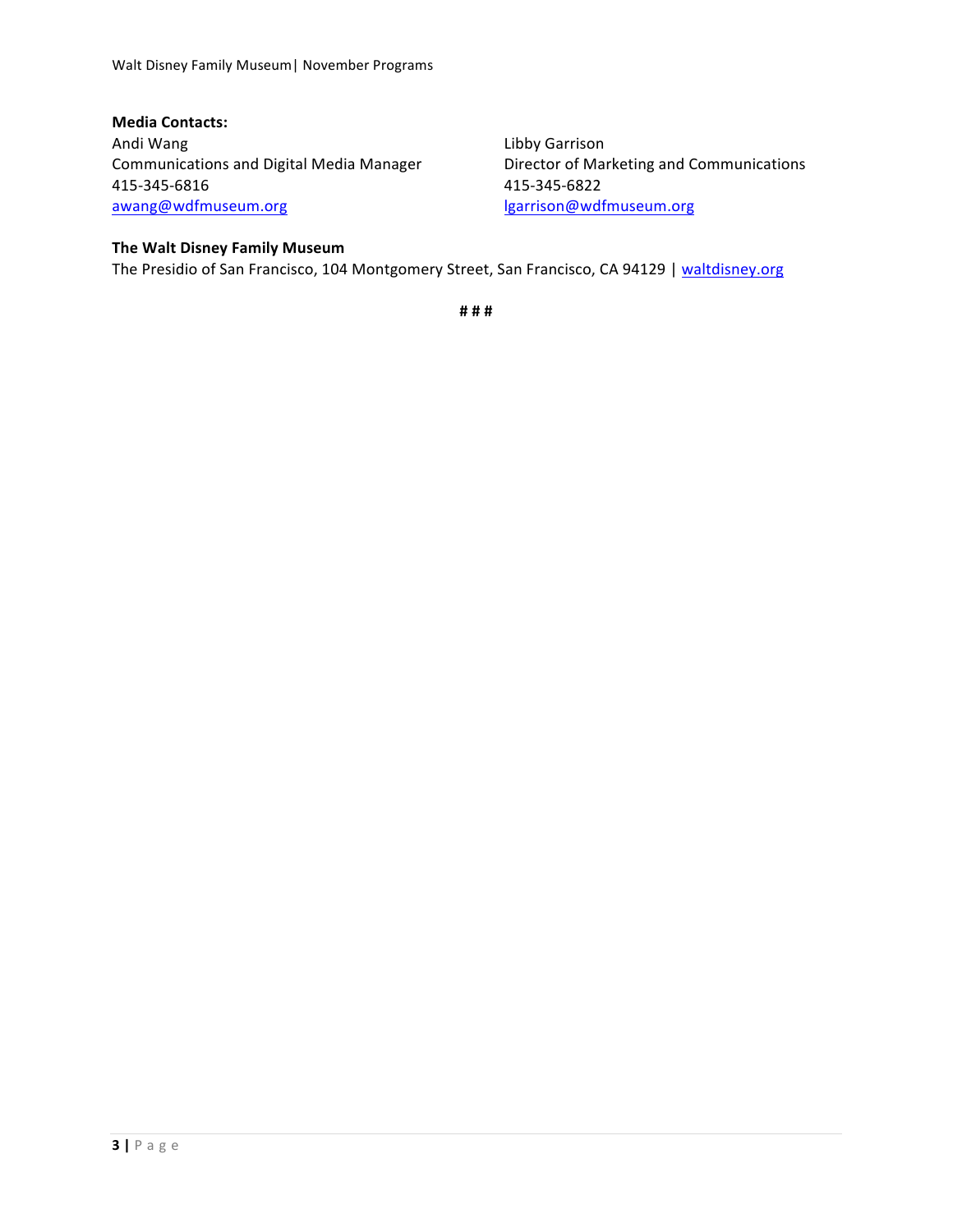**Media Contacts:**

Andi Wang
Communications and Digital Media Manager
415-345-6816
awang@wdfmuseum.org

Libby Garrison
Director of Marketing and Communications
415-345-6822
lgarrison@wdfmuseum.org

**The Walt Disney Family Museum**

The Presidio of San Francisco, 104 Montgomery Street, San Francisco, CA 94129 | waltdisney.org

# # #